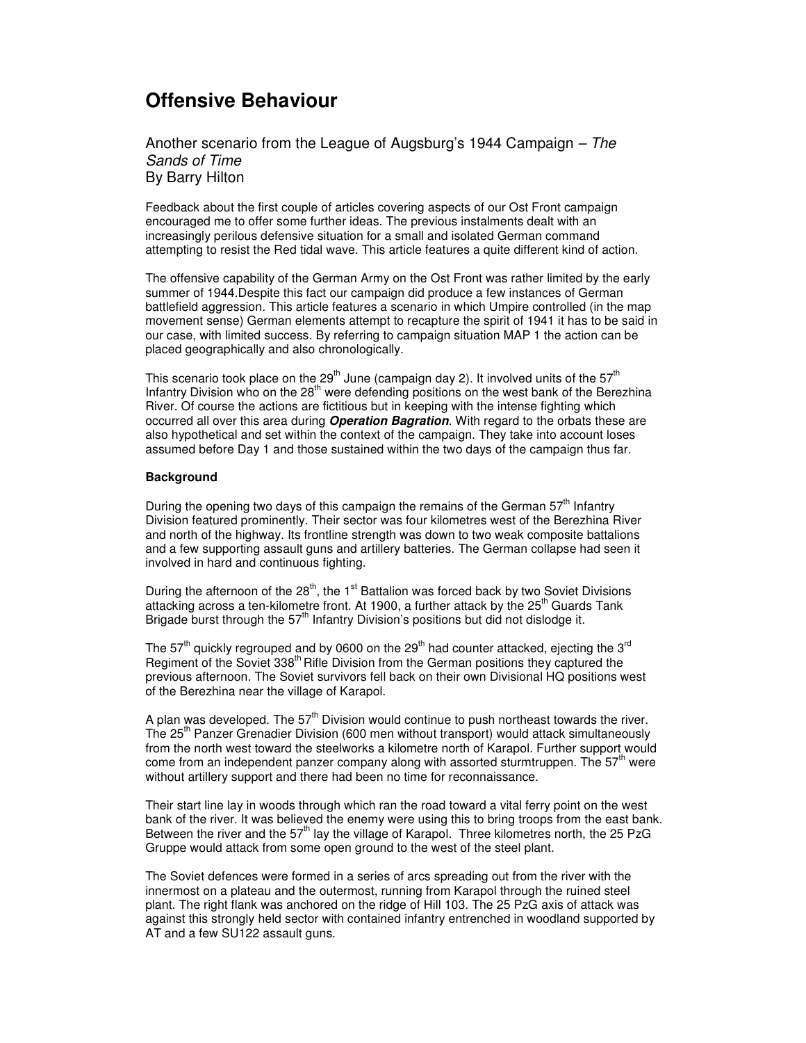# Offensive Behaviour

Another scenario from the League of Augsburg's 1944 Campaign – *The Sands of Time*
By Barry Hilton

Feedback about the first couple of articles covering aspects of our Ost Front campaign encouraged me to offer some further ideas. The previous instalments dealt with an increasingly perilous defensive situation for a small and isolated German command attempting to resist the Red tidal wave. This article features a quite different kind of action.

The offensive capability of the German Army on the Ost Front was rather limited by the early summer of 1944.Despite this fact our campaign did produce a few instances of German battlefield aggression. This article features a scenario in which Umpire controlled (in the map movement sense) German elements attempt to recapture the spirit of 1941 it has to be said in our case, with limited success. By referring to campaign situation MAP 1 the action can be placed geographically and also chronologically.

This scenario took place on the 29th June (campaign day 2). It involved units of the 57th Infantry Division who on the 28th were defending positions on the west bank of the Berezhina River. Of course the actions are fictitious but in keeping with the intense fighting which occurred all over this area during ***Operation Bagration***. With regard to the orbats these are also hypothetical and set within the context of the campaign. They take into account loses assumed before Day 1 and those sustained within the two days of the campaign thus far.

### Background

During the opening two days of this campaign the remains of the German 57th Infantry Division featured prominently. Their sector was four kilometres west of the Berezhina River and north of the highway. Its frontline strength was down to two weak composite battalions and a few supporting assault guns and artillery batteries. The German collapse had seen it involved in hard and continuous fighting.

During the afternoon of the 28th, the 1st Battalion was forced back by two Soviet Divisions attacking across a ten-kilometre front. At 1900, a further attack by the 25th Guards Tank Brigade burst through the 57th Infantry Division's positions but did not dislodge it.

The 57th quickly regrouped and by 0600 on the 29th had counter attacked, ejecting the 3rd Regiment of the Soviet 338th Rifle Division from the German positions they captured the previous afternoon. The Soviet survivors fell back on their own Divisional HQ positions west of the Berezhina near the village of Karapol.

A plan was developed. The 57th Division would continue to push northeast towards the river. The 25th Panzer Grenadier Division (600 men without transport) would attack simultaneously from the north west toward the steelworks a kilometre north of Karapol. Further support would come from an independent panzer company along with assorted sturmtruppen. The 57th were without artillery support and there had been no time for reconnaissance.

Their start line lay in woods through which ran the road toward a vital ferry point on the west bank of the river. It was believed the enemy were using this to bring troops from the east bank. Between the river and the 57th lay the village of Karapol. Three kilometres north, the 25 PzG Gruppe would attack from some open ground to the west of the steel plant.

The Soviet defences were formed in a series of arcs spreading out from the river with the innermost on a plateau and the outermost, running from Karapol through the ruined steel plant. The right flank was anchored on the ridge of Hill 103. The 25 PzG axis of attack was against this strongly held sector with contained infantry entrenched in woodland supported by AT and a few SU122 assault guns.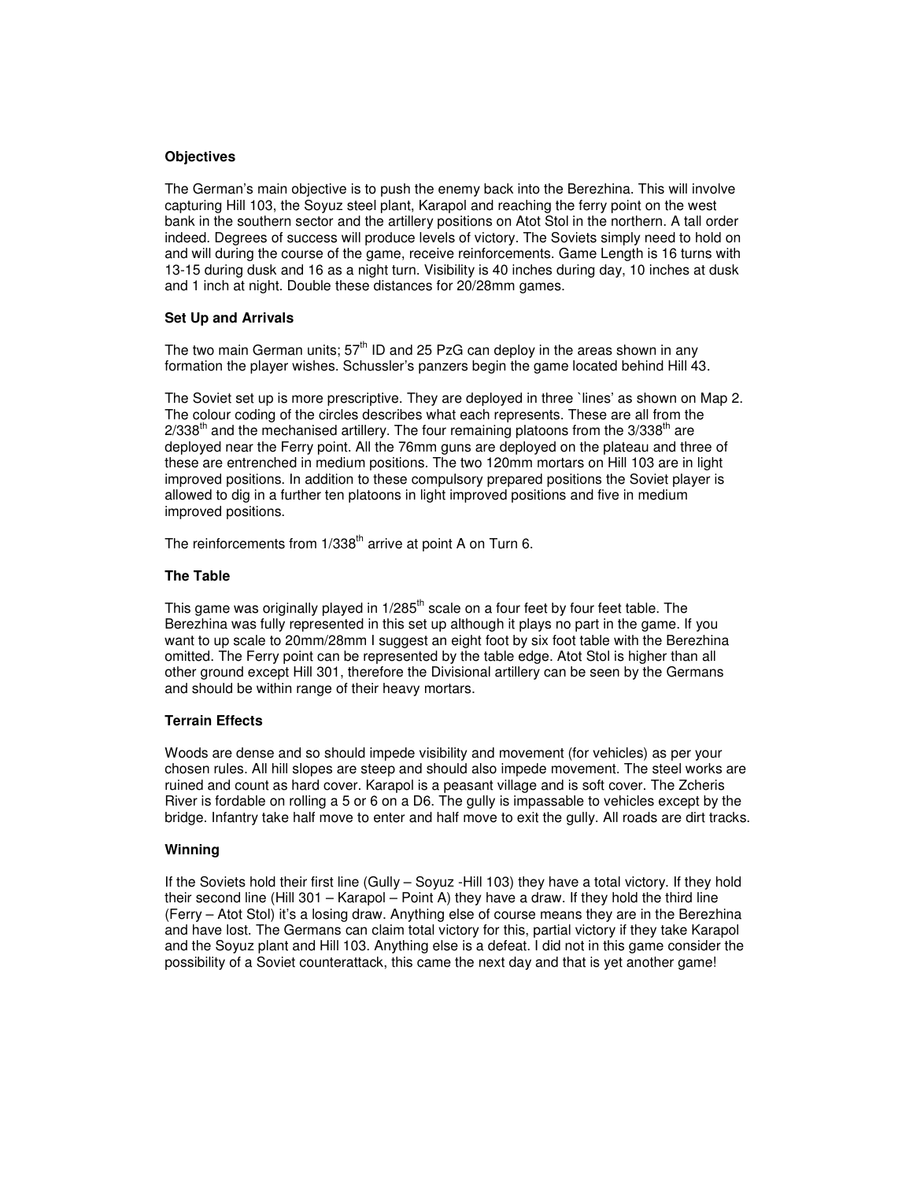**Objectives**

The German's main objective is to push the enemy back into the Berezhina. This will involve capturing Hill 103, the Soyuz steel plant, Karapol and reaching the ferry point on the west bank in the southern sector and the artillery positions on Atot Stol in the northern. A tall order indeed. Degrees of success will produce levels of victory. The Soviets simply need to hold on and will during the course of the game, receive reinforcements. Game Length is 16 turns with 13-15 during dusk and 16 as a night turn. Visibility is 40 inches during day, 10 inches at dusk and 1 inch at night. Double these distances for 20/28mm games.

**Set Up and Arrivals**

The two main German units; 57th ID and 25 PzG can deploy in the areas shown in any formation the player wishes. Schussler's panzers begin the game located behind Hill 43.

The Soviet set up is more prescriptive. They are deployed in three `lines' as shown on Map 2. The colour coding of the circles describes what each represents. These are all from the 2/338th and the mechanised artillery. The four remaining platoons from the 3/338th are deployed near the Ferry point. All the 76mm guns are deployed on the plateau and three of these are entrenched in medium positions. The two 120mm mortars on Hill 103 are in light improved positions. In addition to these compulsory prepared positions the Soviet player is allowed to dig in a further ten platoons in light improved positions and five in medium improved positions.

The reinforcements from 1/338th arrive at point A on Turn 6.

**The Table**

This game was originally played in 1/285th scale on a four feet by four feet table. The Berezhina was fully represented in this set up although it plays no part in the game. If you want to up scale to 20mm/28mm I suggest an eight foot by six foot table with the Berezhina omitted. The Ferry point can be represented by the table edge. Atot Stol is higher than all other ground except Hill 301, therefore the Divisional artillery can be seen by the Germans and should be within range of their heavy mortars.

**Terrain Effects**

Woods are dense and so should impede visibility and movement (for vehicles) as per your chosen rules. All hill slopes are steep and should also impede movement. The steel works are ruined and count as hard cover. Karapol is a peasant village and is soft cover. The Zcheris River is fordable on rolling a 5 or 6 on a D6. The gully is impassable to vehicles except by the bridge. Infantry take half move to enter and half move to exit the gully. All roads are dirt tracks.

**Winning**

If the Soviets hold their first line (Gully – Soyuz -Hill 103) they have a total victory. If they hold their second line (Hill 301 – Karapol – Point A) they have a draw. If they hold the third line (Ferry – Atot Stol) it's a losing draw. Anything else of course means they are in the Berezhina and have lost. The Germans can claim total victory for this, partial victory if they take Karapol and the Soyuz plant and Hill 103. Anything else is a defeat. I did not in this game consider the possibility of a Soviet counterattack, this came the next day and that is yet another game!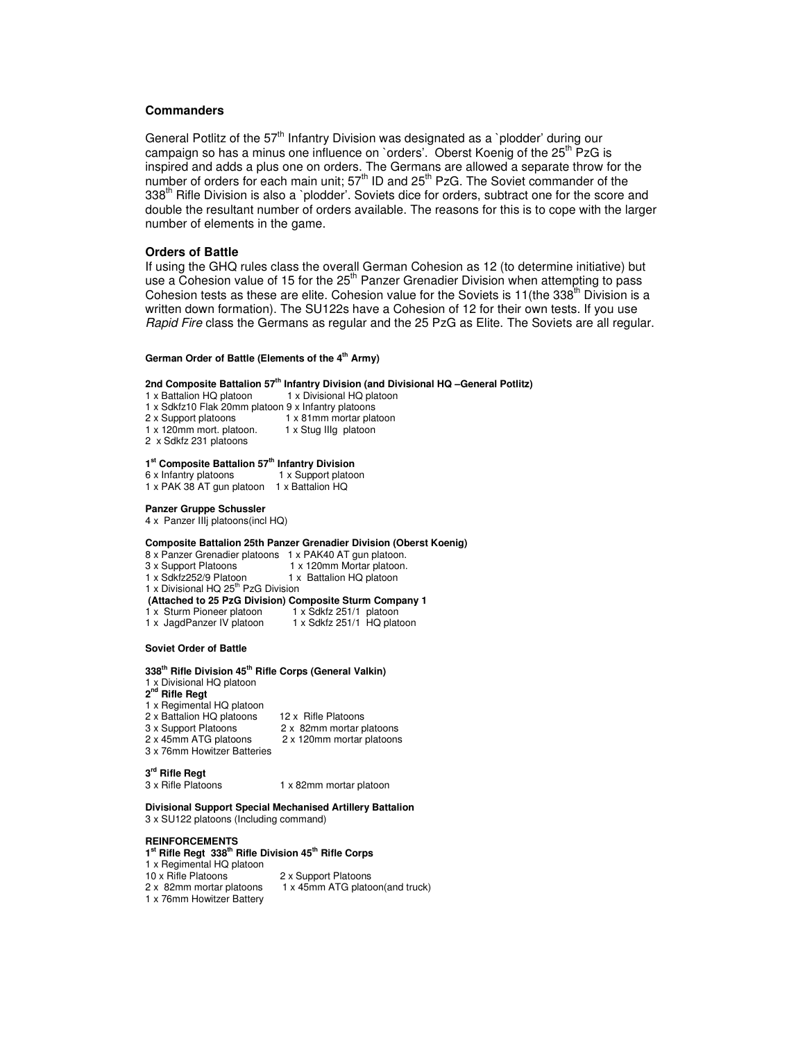## Commanders

General Potlitz of the 57th Infantry Division was designated as a `plodder' during our campaign so has a minus one influence on `orders'. Oberst Koenig of the 25th PzG is inspired and adds a plus one on orders. The Germans are allowed a separate throw for the number of orders for each main unit; 57th ID and 25th PzG. The Soviet commander of the 338th Rifle Division is also a `plodder'. Soviets dice for orders, subtract one for the score and double the resultant number of orders available. The reasons for this is to cope with the larger number of elements in the game.

## Orders of Battle

If using the GHQ rules class the overall German Cohesion as 12 (to determine initiative) but use a Cohesion value of 15 for the 25th Panzer Grenadier Division when attempting to pass Cohesion tests as these are elite. Cohesion value for the Soviets is 11(the 338th Division is a written down formation). The SU122s have a Cohesion of 12 for their own tests. If you use *Rapid Fire* class the Germans as regular and the 25 PzG as Elite. The Soviets are all regular.

#### German Order of Battle (Elements of the 4th Army)

**2nd Composite Battalion 57th Infantry Division (and Divisional HQ –General Potlitz)**

1 x Battalion HQ platoon        1 x Divisional HQ platoon
1 x Sdkfz10 Flak 20mm platoon 9 x Infantry platoons
2 x Support platoons        1 x 81mm mortar platoon
1 x 120mm mort. platoon.        1 x Stug IIIg platoon
2 x Sdkfz 231 platoons

**1st Composite Battalion 57th Infantry Division**

6 x Infantry platoons        1 x Support platoon
1 x PAK 38 AT gun platoon    1 x Battalion HQ

**Panzer Gruppe Schussler**

4 x Panzer IIIj platoons(incl HQ)

**Composite Battalion 25th Panzer Grenadier Division (Oberst Koenig)**

8 x Panzer Grenadier platoons   1 x PAK40 AT gun platoon.
3 x Support Platoons        1 x 120mm Mortar platoon.
1 x Sdkfz252/9 Platoon        1 x Battalion HQ platoon
1 x Divisional HQ 25th PzG Division

**(Attached to 25 PzG Division) Composite Sturm Company 1**

1 x Sturm Pioneer platoon        1 x Sdkfz 251/1 platoon
1 x JagdPanzer IV platoon        1 x Sdkfz 251/1 HQ platoon

#### Soviet Order of Battle

**338th Rifle Division 45th Rifle Corps (General Valkin)**

1 x Divisional HQ platoon

**2nd Rifle Regt**

1 x Regimental HQ platoon
2 x Battalion HQ platoons        12 x Rifle Platoons
3 x Support Platoons        2 x 82mm mortar platoons
2 x 45mm ATG platoons        2 x 120mm mortar platoons
3 x 76mm Howitzer Batteries

**3rd Rifle Regt**

3 x Rifle Platoons        1 x 82mm mortar platoon

**Divisional Support Special Mechanised Artillery Battalion**

3 x SU122 platoons (Including command)

**REINFORCEMENTS**

**1st Rifle Regt 338th Rifle Division 45th Rifle Corps**

1 x Regimental HQ platoon
10 x Rifle Platoons        2 x Support Platoons
2 x 82mm mortar platoons        1 x 45mm ATG platoon(and truck)
1 x 76mm Howitzer Battery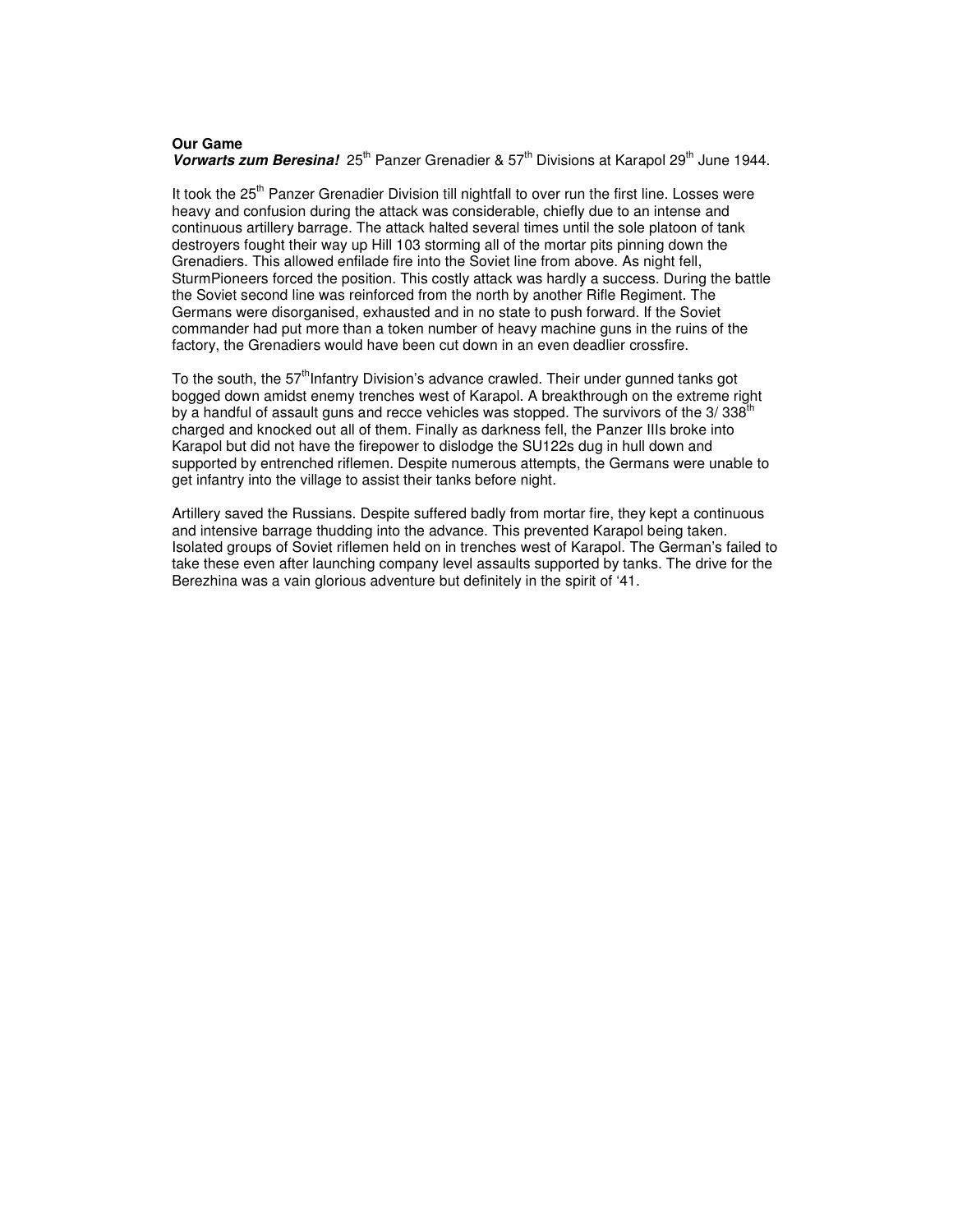**Our Game**

***Vorwarts zum Beresina!*** 25th Panzer Grenadier & 57th Divisions at Karapol 29th June 1944.

It took the 25th Panzer Grenadier Division till nightfall to over run the first line. Losses were heavy and confusion during the attack was considerable, chiefly due to an intense and continuous artillery barrage. The attack halted several times until the sole platoon of tank destroyers fought their way up Hill 103 storming all of the mortar pits pinning down the Grenadiers. This allowed enfilade fire into the Soviet line from above. As night fell, SturmPioneers forced the position. This costly attack was hardly a success. During the battle the Soviet second line was reinforced from the north by another Rifle Regiment. The Germans were disorganised, exhausted and in no state to push forward. If the Soviet commander had put more than a token number of heavy machine guns in the ruins of the factory, the Grenadiers would have been cut down in an even deadlier crossfire.

To the south, the 57thInfantry Division's advance crawled. Their under gunned tanks got bogged down amidst enemy trenches west of Karapol. A breakthrough on the extreme right by a handful of assault guns and recce vehicles was stopped. The survivors of the 3/ 338th charged and knocked out all of them. Finally as darkness fell, the Panzer IIIs broke into Karapol but did not have the firepower to dislodge the SU122s dug in hull down and supported by entrenched riflemen. Despite numerous attempts, the Germans were unable to get infantry into the village to assist their tanks before night.

Artillery saved the Russians. Despite suffered badly from mortar fire, they kept a continuous and intensive barrage thudding into the advance. This prevented Karapol being taken. Isolated groups of Soviet riflemen held on in trenches west of Karapol. The German's failed to take these even after launching company level assaults supported by tanks. The drive for the Berezhina was a vain glorious adventure but definitely in the spirit of '41.